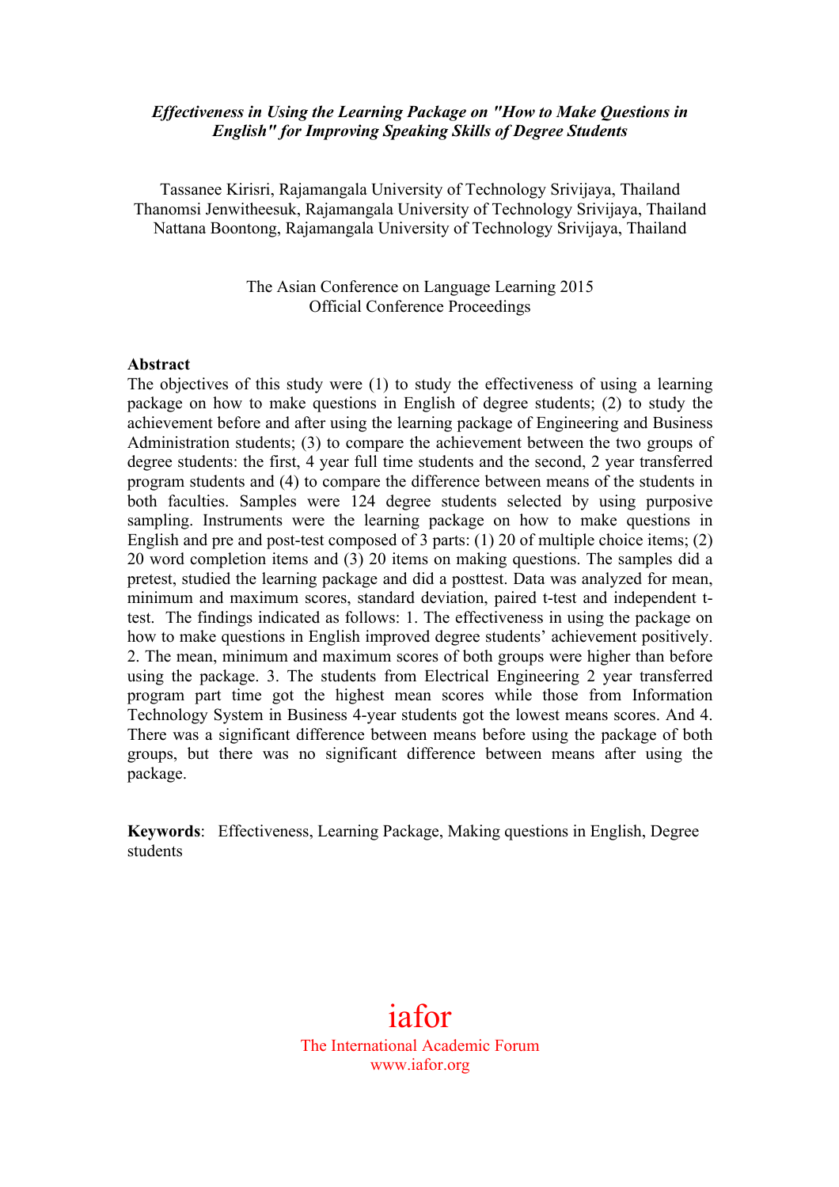***Effectiveness in Using the Learning Package on "How to Make Questions in English" for Improving Speaking Skills of Degree Students***

Tassanee Kirisri, Rajamangala University of Technology Srivijaya, Thailand
Thanomsi Jenwitheesuk, Rajamangala University of Technology Srivijaya, Thailand
Nattana Boontong, Rajamangala University of Technology Srivijaya, Thailand

The Asian Conference on Language Learning 2015
Official Conference Proceedings

**Abstract**

The objectives of this study were (1) to study the effectiveness of using a learning package on how to make questions in English of degree students; (2) to study the achievement before and after using the learning package of Engineering and Business Administration students; (3) to compare the achievement between the two groups of degree students: the first, 4 year full time students and the second, 2 year transferred program students and (4) to compare the difference between means of the students in both faculties. Samples were 124 degree students selected by using purposive sampling. Instruments were the learning package on how to make questions in English and pre and post-test composed of 3 parts: (1) 20 of multiple choice items; (2) 20 word completion items and (3) 20 items on making questions. The samples did a pretest, studied the learning package and did a posttest. Data was analyzed for mean, minimum and maximum scores, standard deviation, paired t-test and independent t-test. The findings indicated as follows: 1. The effectiveness in using the package on how to make questions in English improved degree students' achievement positively. 2. The mean, minimum and maximum scores of both groups were higher than before using the package. 3. The students from Electrical Engineering 2 year transferred program part time got the highest mean scores while those from Information Technology System in Business 4-year students got the lowest means scores. And 4. There was a significant difference between means before using the package of both groups, but there was no significant difference between means after using the package.

**Keywords**: Effectiveness, Learning Package, Making questions in English, Degree students

iafor
The International Academic Forum
www.iafor.org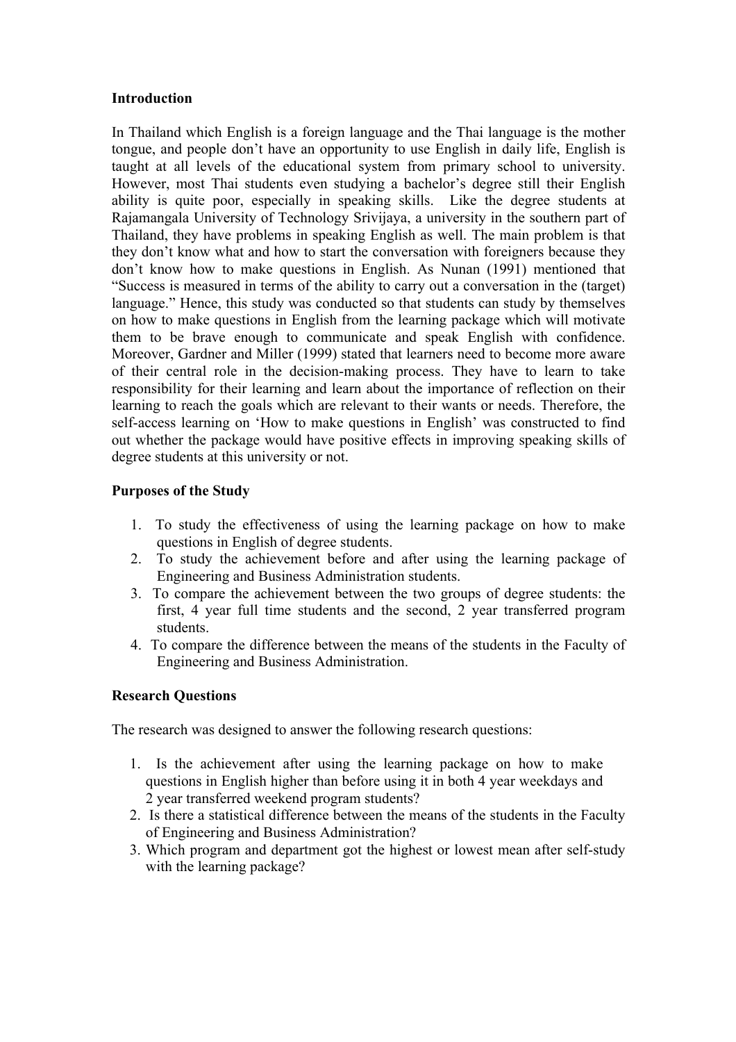**Introduction**

In Thailand which English is a foreign language and the Thai language is the mother tongue, and people don't have an opportunity to use English in daily life, English is taught at all levels of the educational system from primary school to university. However, most Thai students even studying a bachelor's degree still their English ability is quite poor, especially in speaking skills. Like the degree students at Rajamangala University of Technology Srivijaya, a university in the southern part of Thailand, they have problems in speaking English as well. The main problem is that they don't know what and how to start the conversation with foreigners because they don't know how to make questions in English. As Nunan (1991) mentioned that "Success is measured in terms of the ability to carry out a conversation in the (target) language." Hence, this study was conducted so that students can study by themselves on how to make questions in English from the learning package which will motivate them to be brave enough to communicate and speak English with confidence. Moreover, Gardner and Miller (1999) stated that learners need to become more aware of their central role in the decision-making process. They have to learn to take responsibility for their learning and learn about the importance of reflection on their learning to reach the goals which are relevant to their wants or needs. Therefore, the self-access learning on 'How to make questions in English' was constructed to find out whether the package would have positive effects in improving speaking skills of degree students at this university or not.

**Purposes of the Study**

1. To study the effectiveness of using the learning package on how to make questions in English of degree students.
2. To study the achievement before and after using the learning package of Engineering and Business Administration students.
3. To compare the achievement between the two groups of degree students: the first, 4 year full time students and the second, 2 year transferred program students.
4. To compare the difference between the means of the students in the Faculty of Engineering and Business Administration.

**Research Questions**

The research was designed to answer the following research questions:

1. Is the achievement after using the learning package on how to make questions in English higher than before using it in both 4 year weekdays and 2 year transferred weekend program students?
2. Is there a statistical difference between the means of the students in the Faculty of Engineering and Business Administration?
3. Which program and department got the highest or lowest mean after self-study with the learning package?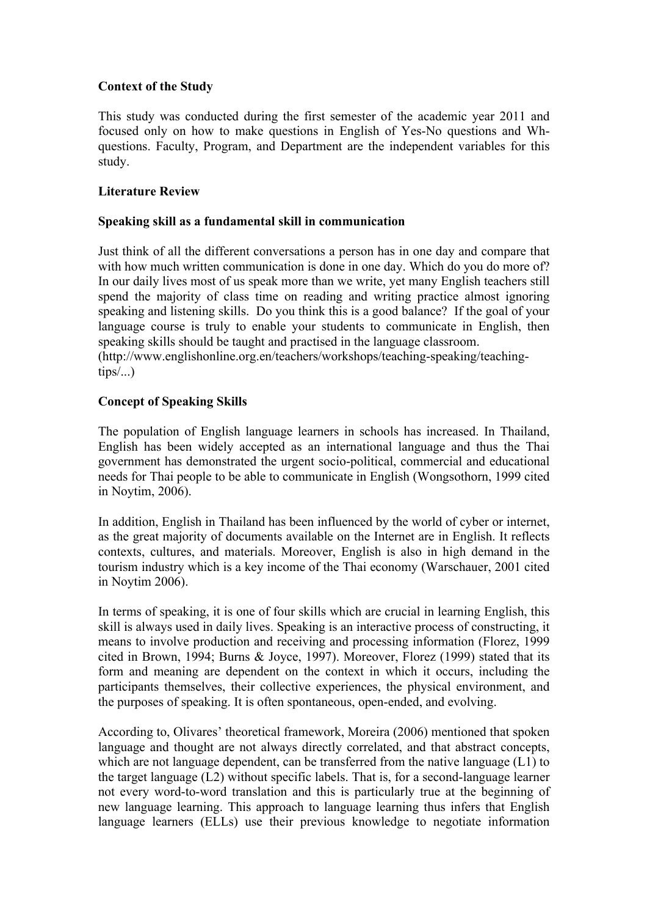**Context of the Study**

This study was conducted during the first semester of the academic year 2011 and focused only on how to make questions in English of Yes-No questions and Wh-questions. Faculty, Program, and Department are the independent variables for this study.

**Literature Review**

**Speaking skill as a fundamental skill in communication**

Just think of all the different conversations a person has in one day and compare that with how much written communication is done in one day. Which do you do more of? In our daily lives most of us speak more than we write, yet many English teachers still spend the majority of class time on reading and writing practice almost ignoring speaking and listening skills. Do you think this is a good balance? If the goal of your language course is truly to enable your students to communicate in English, then speaking skills should be taught and practised in the language classroom. (http://www.englishonline.org.en/teachers/workshops/teaching-speaking/teaching-tips/...)

**Concept of Speaking Skills**

The population of English language learners in schools has increased. In Thailand, English has been widely accepted as an international language and thus the Thai government has demonstrated the urgent socio-political, commercial and educational needs for Thai people to be able to communicate in English (Wongsothorn, 1999 cited in Noytim, 2006).

In addition, English in Thailand has been influenced by the world of cyber or internet, as the great majority of documents available on the Internet are in English. It reflects contexts, cultures, and materials. Moreover, English is also in high demand in the tourism industry which is a key income of the Thai economy (Warschauer, 2001 cited in Noytim 2006).

In terms of speaking, it is one of four skills which are crucial in learning English, this skill is always used in daily lives. Speaking is an interactive process of constructing, it means to involve production and receiving and processing information (Florez, 1999 cited in Brown, 1994; Burns & Joyce, 1997). Moreover, Florez (1999) stated that its form and meaning are dependent on the context in which it occurs, including the participants themselves, their collective experiences, the physical environment, and the purposes of speaking. It is often spontaneous, open-ended, and evolving.

According to, Olivares' theoretical framework, Moreira (2006) mentioned that spoken language and thought are not always directly correlated, and that abstract concepts, which are not language dependent, can be transferred from the native language (L1) to the target language (L2) without specific labels. That is, for a second-language learner not every word-to-word translation and this is particularly true at the beginning of new language learning. This approach to language learning thus infers that English language learners (ELLs) use their previous knowledge to negotiate information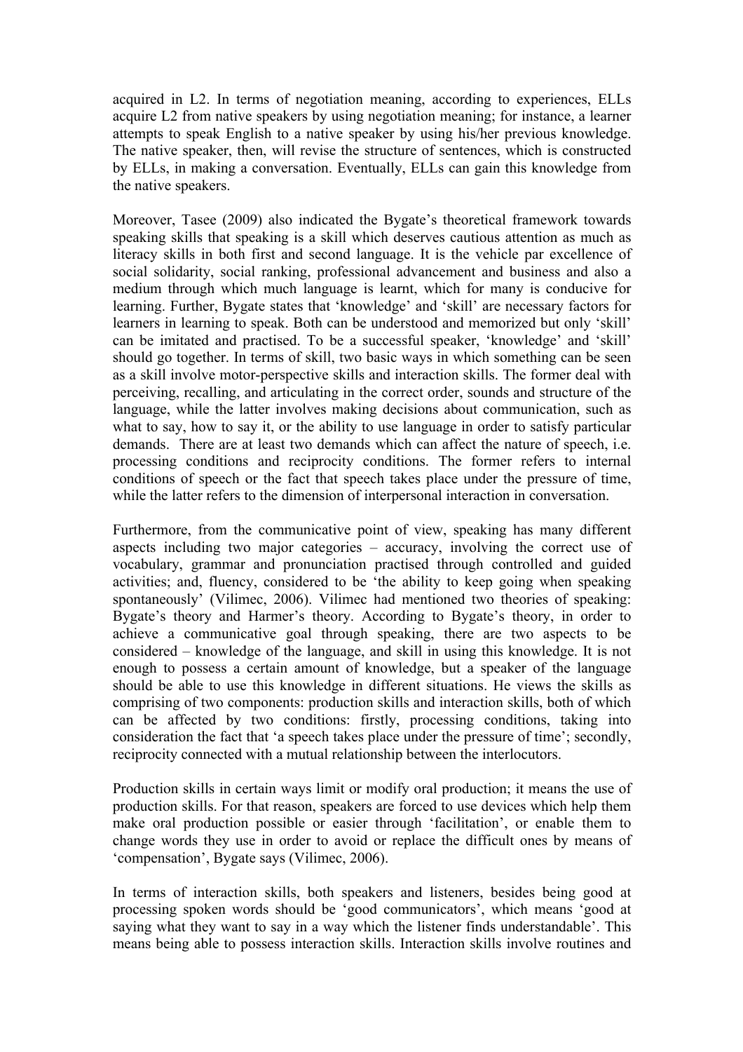acquired in L2. In terms of negotiation meaning, according to experiences, ELLs acquire L2 from native speakers by using negotiation meaning; for instance, a learner attempts to speak English to a native speaker by using his/her previous knowledge. The native speaker, then, will revise the structure of sentences, which is constructed by ELLs, in making a conversation. Eventually, ELLs can gain this knowledge from the native speakers.

Moreover, Tasee (2009) also indicated the Bygate's theoretical framework towards speaking skills that speaking is a skill which deserves cautious attention as much as literacy skills in both first and second language. It is the vehicle par excellence of social solidarity, social ranking, professional advancement and business and also a medium through which much language is learnt, which for many is conducive for learning. Further, Bygate states that 'knowledge' and 'skill' are necessary factors for learners in learning to speak. Both can be understood and memorized but only 'skill' can be imitated and practised. To be a successful speaker, 'knowledge' and 'skill' should go together. In terms of skill, two basic ways in which something can be seen as a skill involve motor-perspective skills and interaction skills. The former deal with perceiving, recalling, and articulating in the correct order, sounds and structure of the language, while the latter involves making decisions about communication, such as what to say, how to say it, or the ability to use language in order to satisfy particular demands. There are at least two demands which can affect the nature of speech, i.e. processing conditions and reciprocity conditions. The former refers to internal conditions of speech or the fact that speech takes place under the pressure of time, while the latter refers to the dimension of interpersonal interaction in conversation.

Furthermore, from the communicative point of view, speaking has many different aspects including two major categories – accuracy, involving the correct use of vocabulary, grammar and pronunciation practised through controlled and guided activities; and, fluency, considered to be 'the ability to keep going when speaking spontaneously' (Vilimec, 2006). Vilimec had mentioned two theories of speaking: Bygate's theory and Harmer's theory. According to Bygate's theory, in order to achieve a communicative goal through speaking, there are two aspects to be considered – knowledge of the language, and skill in using this knowledge. It is not enough to possess a certain amount of knowledge, but a speaker of the language should be able to use this knowledge in different situations. He views the skills as comprising of two components: production skills and interaction skills, both of which can be affected by two conditions: firstly, processing conditions, taking into consideration the fact that 'a speech takes place under the pressure of time'; secondly, reciprocity connected with a mutual relationship between the interlocutors.

Production skills in certain ways limit or modify oral production; it means the use of production skills. For that reason, speakers are forced to use devices which help them make oral production possible or easier through 'facilitation', or enable them to change words they use in order to avoid or replace the difficult ones by means of 'compensation', Bygate says (Vilimec, 2006).

In terms of interaction skills, both speakers and listeners, besides being good at processing spoken words should be 'good communicators', which means 'good at saying what they want to say in a way which the listener finds understandable'. This means being able to possess interaction skills. Interaction skills involve routines and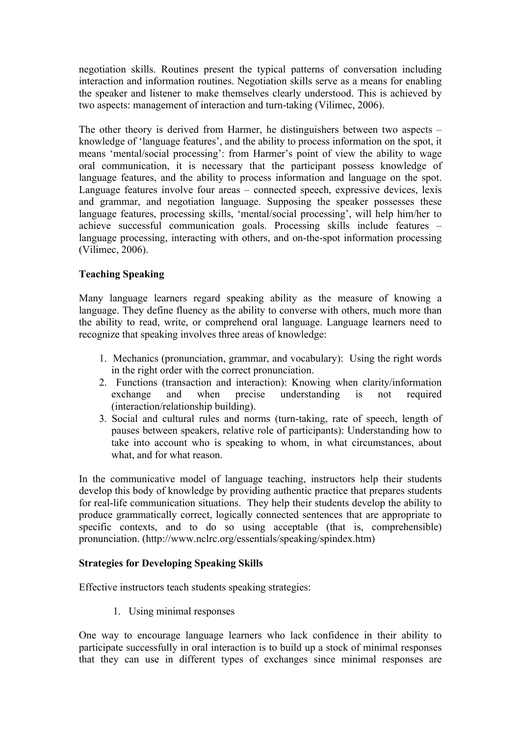negotiation skills. Routines present the typical patterns of conversation including interaction and information routines. Negotiation skills serve as a means for enabling the speaker and listener to make themselves clearly understood. This is achieved by two aspects: management of interaction and turn-taking (Vilimec, 2006).

The other theory is derived from Harmer, he distinguishers between two aspects – knowledge of 'language features', and the ability to process information on the spot, it means 'mental/social processing': from Harmer's point of view the ability to wage oral communication, it is necessary that the participant possess knowledge of language features, and the ability to process information and language on the spot. Language features involve four areas – connected speech, expressive devices, lexis and grammar, and negotiation language. Supposing the speaker possesses these language features, processing skills, 'mental/social processing', will help him/her to achieve successful communication goals. Processing skills include features – language processing, interacting with others, and on-the-spot information processing (Vilimec, 2006).

**Teaching Speaking**

Many language learners regard speaking ability as the measure of knowing a language. They define fluency as the ability to converse with others, much more than the ability to read, write, or comprehend oral language. Language learners need to recognize that speaking involves three areas of knowledge:

1. Mechanics (pronunciation, grammar, and vocabulary): Using the right words in the right order with the correct pronunciation.
2. Functions (transaction and interaction): Knowing when clarity/information exchange and when precise understanding is not required (interaction/relationship building).
3. Social and cultural rules and norms (turn-taking, rate of speech, length of pauses between speakers, relative role of participants): Understanding how to take into account who is speaking to whom, in what circumstances, about what, and for what reason.

In the communicative model of language teaching, instructors help their students develop this body of knowledge by providing authentic practice that prepares students for real-life communication situations. They help their students develop the ability to produce grammatically correct, logically connected sentences that are appropriate to specific contexts, and to do so using acceptable (that is, comprehensible) pronunciation. (http://www.nclrc.org/essentials/speaking/spindex.htm)

**Strategies for Developing Speaking Skills**

Effective instructors teach students speaking strategies:

1. Using minimal responses

One way to encourage language learners who lack confidence in their ability to participate successfully in oral interaction is to build up a stock of minimal responses that they can use in different types of exchanges since minimal responses are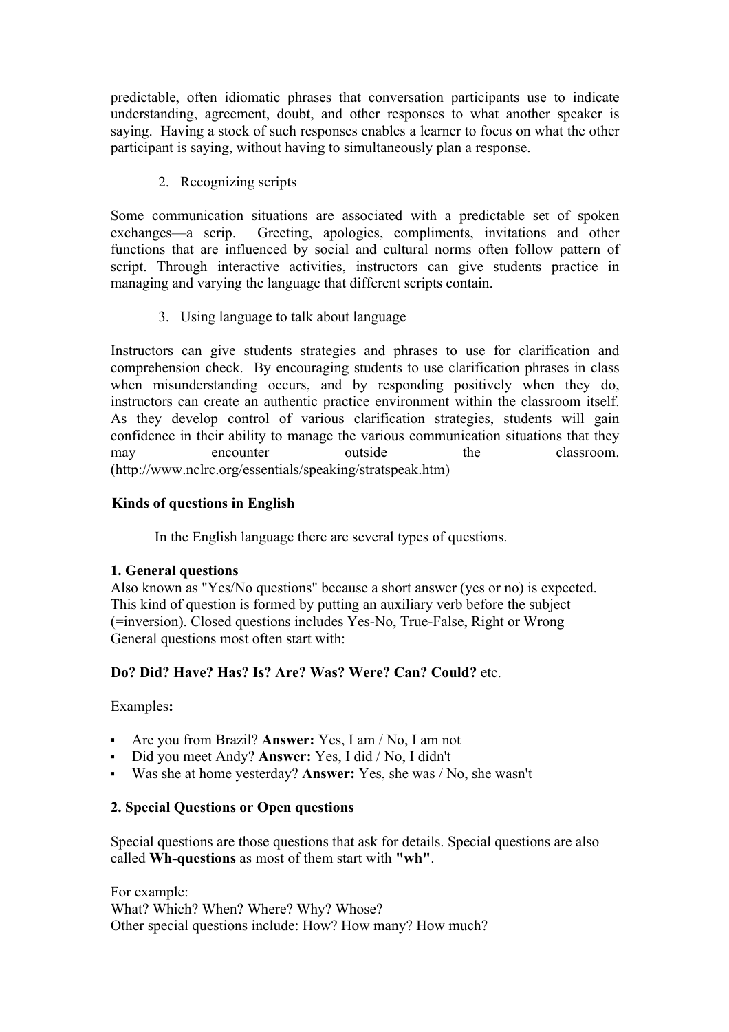predictable, often idiomatic phrases that conversation participants use to indicate understanding, agreement, doubt, and other responses to what another speaker is saying. Having a stock of such responses enables a learner to focus on what the other participant is saying, without having to simultaneously plan a response.

2. Recognizing scripts

Some communication situations are associated with a predictable set of spoken exchanges—a scrip. Greeting, apologies, compliments, invitations and other functions that are influenced by social and cultural norms often follow pattern of script. Through interactive activities, instructors can give students practice in managing and varying the language that different scripts contain.

3. Using language to talk about language

Instructors can give students strategies and phrases to use for clarification and comprehension check. By encouraging students to use clarification phrases in class when misunderstanding occurs, and by responding positively when they do, instructors can create an authentic practice environment within the classroom itself. As they develop control of various clarification strategies, students will gain confidence in their ability to manage the various communication situations that they may encounter outside the classroom. (http://www.nclrc.org/essentials/speaking/stratspeak.htm)

**Kinds of questions in English**

In the English language there are several types of questions.

**1. General questions**
Also known as "Yes/No questions" because a short answer (yes or no) is expected. This kind of question is formed by putting an auxiliary verb before the subject (=inversion). Closed questions includes Yes-No, True-False, Right or Wrong General questions most often start with:

**Do? Did? Have? Has? Is? Are? Was? Were? Can? Could?** etc.

Examples**:**

- Are you from Brazil? **Answer:** Yes, I am / No, I am not
- Did you meet Andy? **Answer:** Yes, I did / No, I didn't
- Was she at home yesterday? **Answer:** Yes, she was / No, she wasn't

**2. Special Questions or Open questions**

Special questions are those questions that ask for details. Special questions are also called **Wh-questions** as most of them start with **"wh"**.

For example:
What? Which? When? Where? Why? Whose?
Other special questions include: How? How many? How much?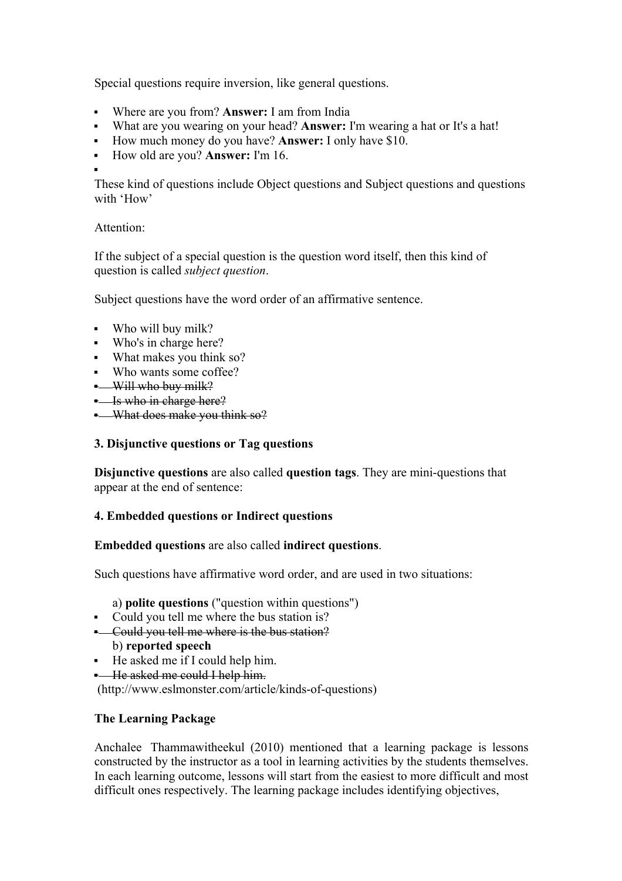Special questions require inversion, like general questions.

- Where are you from? **Answer:** I am from India
- What are you wearing on your head? **Answer:** I'm wearing a hat or It's a hat!
- How much money do you have? **Answer:** I only have $10.
- How old are you? **Answer:** I'm 16.
-

These kind of questions include Object questions and Subject questions and questions with 'How'

Attention:

If the subject of a special question is the question word itself, then this kind of question is called *subject question*.

Subject questions have the word order of an affirmative sentence.

- Who will buy milk?
- Who's in charge here?
- What makes you think so?
- Who wants some coffee?
- ~~Will who buy milk?~~
- ~~Is who in charge here?~~
- ~~What does make you think so?~~

**3. Disjunctive questions or Tag questions**

**Disjunctive questions** are also called **question tags**. They are mini-questions that appear at the end of sentence:

**4. Embedded questions or Indirect questions**

**Embedded questions** are also called **indirect questions**.

Such questions have affirmative word order, and are used in two situations:

a) **polite questions** ("question within questions")

- Could you tell me where the bus station is?
- ~~Could you tell me where is the bus station?~~

b) **reported speech**

- He asked me if I could help him.
- ~~He asked me could I help him.~~

(http://www.eslmonster.com/article/kinds-of-questions)

**The Learning Package**

Anchalee Thammawitheekul (2010) mentioned that a learning package is lessons constructed by the instructor as a tool in learning activities by the students themselves. In each learning outcome, lessons will start from the easiest to more difficult and most difficult ones respectively. The learning package includes identifying objectives,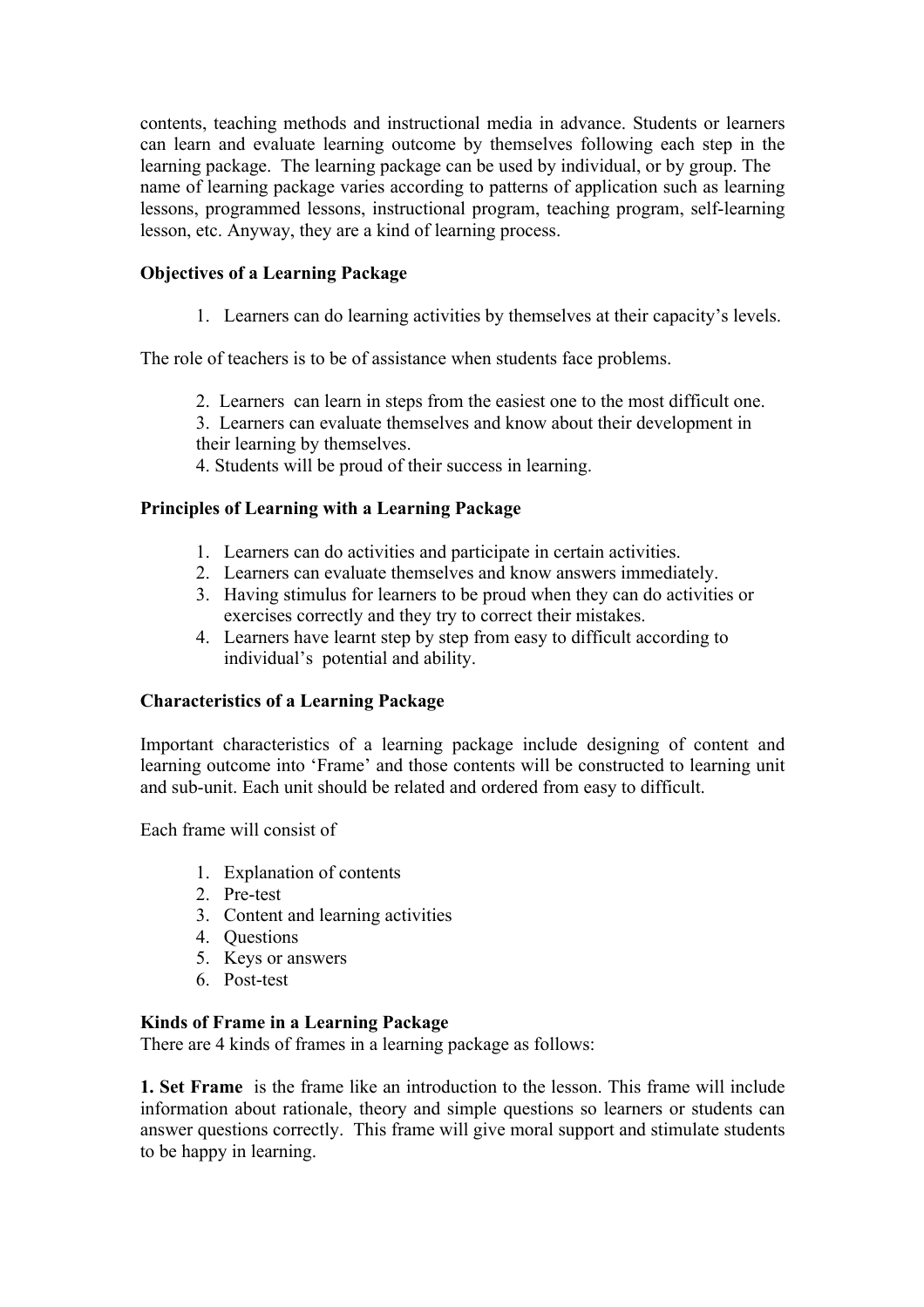contents, teaching methods and instructional media in advance. Students or learners can learn and evaluate learning outcome by themselves following each step in the learning package. The learning package can be used by individual, or by group. The name of learning package varies according to patterns of application such as learning lessons, programmed lessons, instructional program, teaching program, self-learning lesson, etc. Anyway, they are a kind of learning process.

**Objectives of a Learning Package**

1. Learners can do learning activities by themselves at their capacity's levels.

The role of teachers is to be of assistance when students face problems.

2. Learners can learn in steps from the easiest one to the most difficult one.
3. Learners can evaluate themselves and know about their development in their learning by themselves.
4. Students will be proud of their success in learning.

**Principles of Learning with a Learning Package**

1. Learners can do activities and participate in certain activities.
2. Learners can evaluate themselves and know answers immediately.
3. Having stimulus for learners to be proud when they can do activities or exercises correctly and they try to correct their mistakes.
4. Learners have learnt step by step from easy to difficult according to individual's potential and ability.

**Characteristics of a Learning Package**

Important characteristics of a learning package include designing of content and learning outcome into 'Frame' and those contents will be constructed to learning unit and sub-unit. Each unit should be related and ordered from easy to difficult.

Each frame will consist of

1. Explanation of contents
2. Pre-test
3. Content and learning activities
4. Questions
5. Keys or answers
6. Post-test

**Kinds of Frame in a Learning Package**

There are 4 kinds of frames in a learning package as follows:

**1. Set Frame** is the frame like an introduction to the lesson. This frame will include information about rationale, theory and simple questions so learners or students can answer questions correctly. This frame will give moral support and stimulate students to be happy in learning.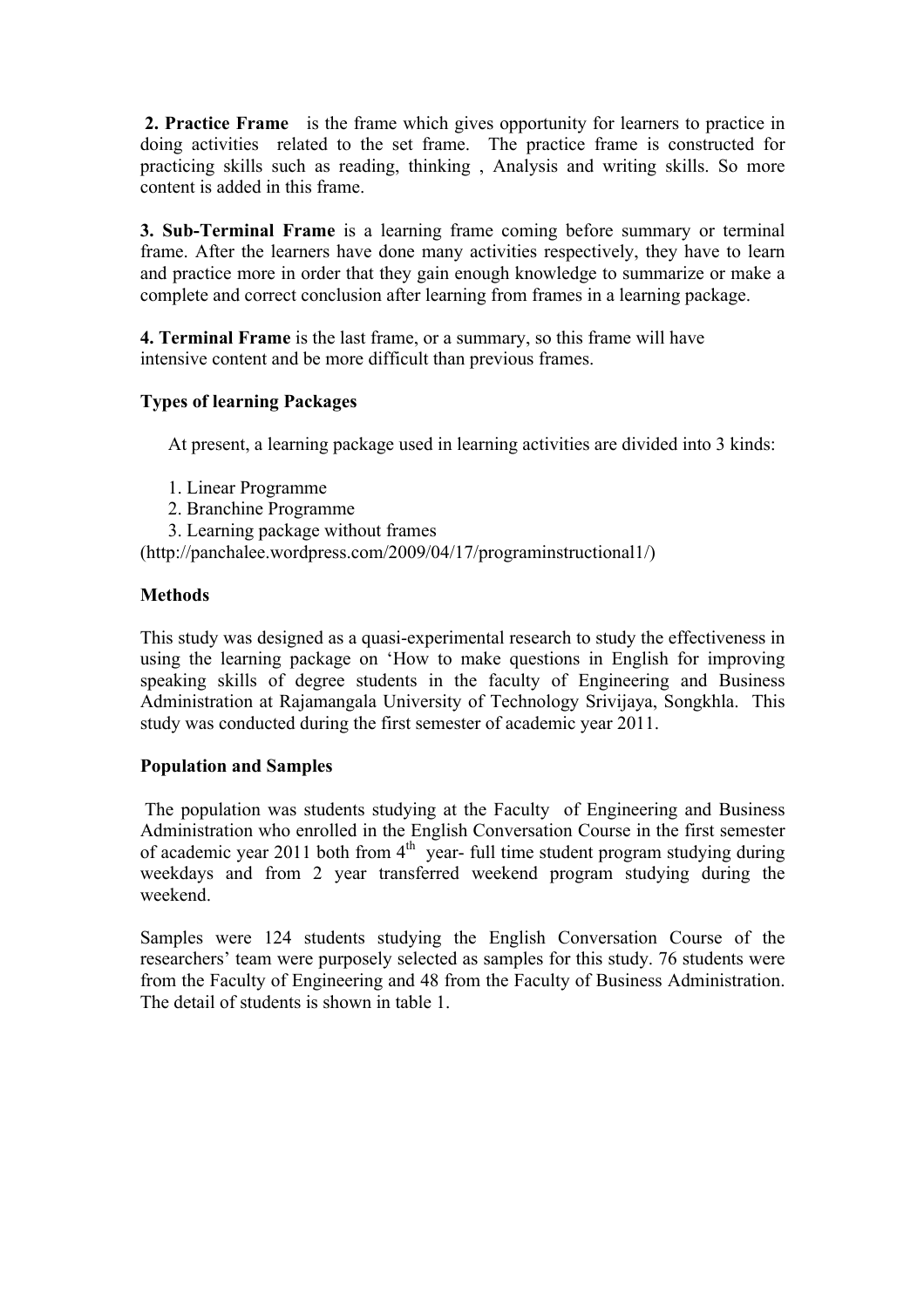**2. Practice Frame** is the frame which gives opportunity for learners to practice in doing activities related to the set frame. The practice frame is constructed for practicing skills such as reading, thinking , Analysis and writing skills. So more content is added in this frame.

**3. Sub-Terminal Frame** is a learning frame coming before summary or terminal frame. After the learners have done many activities respectively, they have to learn and practice more in order that they gain enough knowledge to summarize or make a complete and correct conclusion after learning from frames in a learning package.

**4. Terminal Frame** is the last frame, or a summary, so this frame will have intensive content and be more difficult than previous frames.

**Types of learning Packages**

At present, a learning package used in learning activities are divided into 3 kinds:

1. Linear Programme
2. Branchine Programme
3. Learning package without frames

(http://panchalee.wordpress.com/2009/04/17/programinstructional1/)

**Methods**

This study was designed as a quasi-experimental research to study the effectiveness in using the learning package on 'How to make questions in English for improving speaking skills of degree students in the faculty of Engineering and Business Administration at Rajamangala University of Technology Srivijaya, Songkhla. This study was conducted during the first semester of academic year 2011.

**Population and Samples**

The population was students studying at the Faculty of Engineering and Business Administration who enrolled in the English Conversation Course in the first semester of academic year 2011 both from 4th year- full time student program studying during weekdays and from 2 year transferred weekend program studying during the weekend.

Samples were 124 students studying the English Conversation Course of the researchers' team were purposely selected as samples for this study. 76 students were from the Faculty of Engineering and 48 from the Faculty of Business Administration. The detail of students is shown in table 1.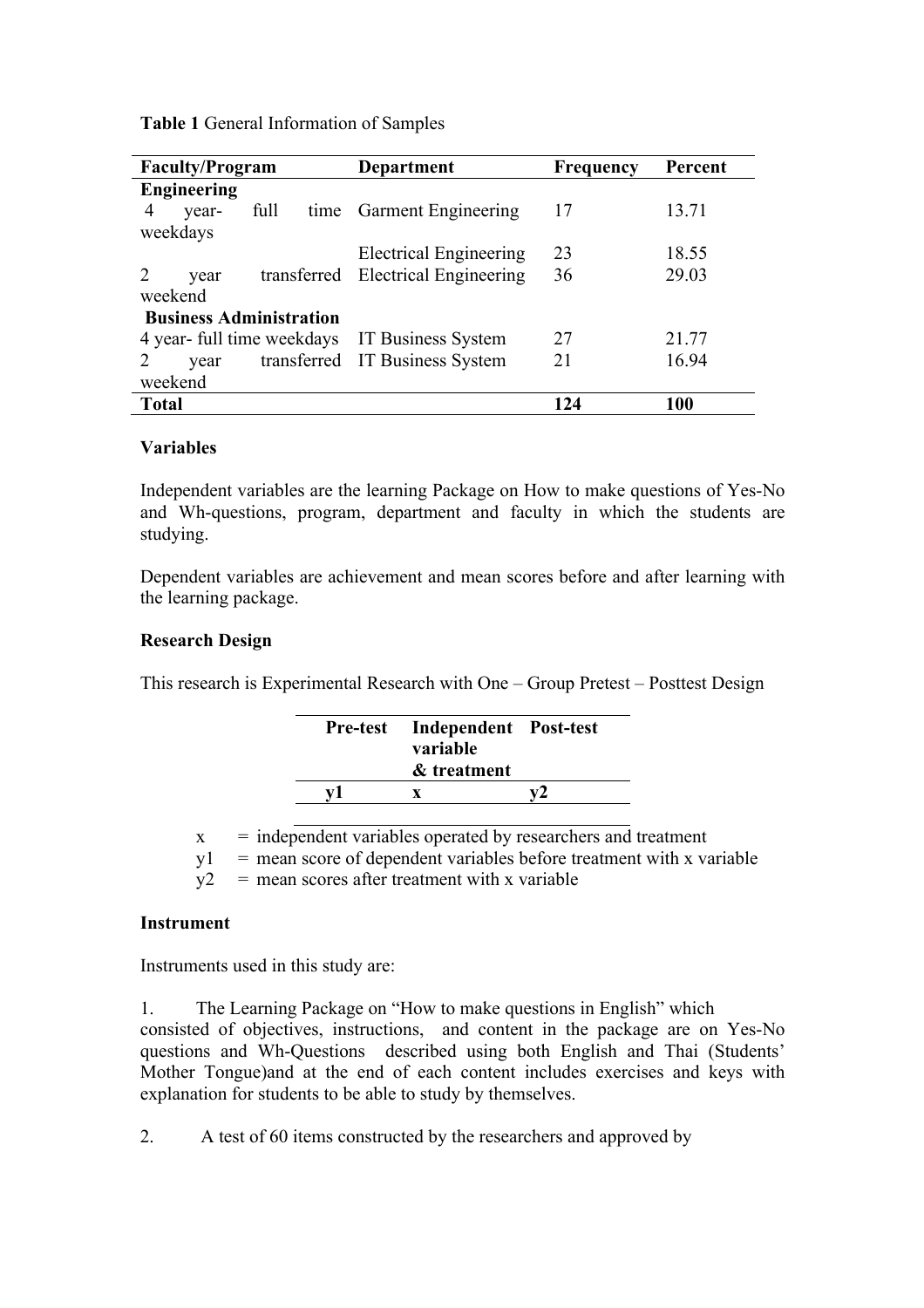**Table 1** General Information of Samples

| Faculty/Program | Department | Frequency | Percent |
|---|---|---|---|
| **Engineering** | | | |
| 4 year- full time weekdays | Garment Engineering | 17 | 13.71 |
| | Electrical Engineering | 23 | 18.55 |
| 2 year transferred weekend | Electrical Engineering | 36 | 29.03 |
| **Business Administration** | | | |
| 4 year- full time weekdays | IT Business System | 27 | 21.77 |
| 2 year transferred weekend | IT Business System | 21 | 16.94 |
| **Total** | | **124** | **100** |

**Variables**

Independent variables are the learning Package on How to make questions of Yes-No and Wh-questions, program, department and faculty in which the students are studying.

Dependent variables are achievement and mean scores before and after learning with the learning package.

**Research Design**

This research is Experimental Research with One – Group Pretest – Posttest Design

| Pre-test | Independent variable & treatment | Post-test |
|---|---|---|
| y1 | x | y2 |

x = independent variables operated by researchers and treatment
y1 = mean score of dependent variables before treatment with x variable
y2 = mean scores after treatment with x variable

**Instrument**

Instruments used in this study are:

1. The Learning Package on "How to make questions in English" which consisted of objectives, instructions, and content in the package are on Yes-No questions and Wh-Questions described using both English and Thai (Students' Mother Tongue)and at the end of each content includes exercises and keys with explanation for students to be able to study by themselves.

2. A test of 60 items constructed by the researchers and approved by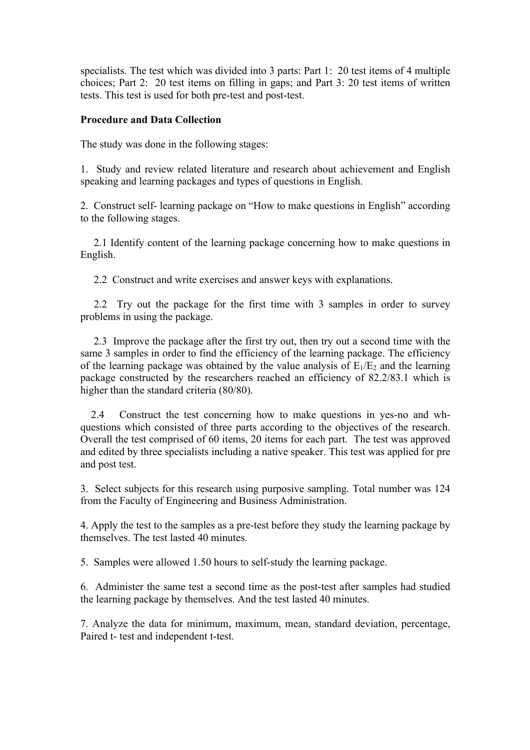specialists. The test which was divided into 3 parts: Part 1: 20 test items of 4 multiple choices; Part 2: 20 test items on filling in gaps; and Part 3: 20 test items of written tests. This test is used for both pre-test and post-test.

**Procedure and Data Collection**

The study was done in the following stages:

1. Study and review related literature and research about achievement and English speaking and learning packages and types of questions in English.

2. Construct self- learning package on "How to make questions in English" according to the following stages.

   2.1 Identify content of the learning package concerning how to make questions in English.

   2.2 Construct and write exercises and answer keys with explanations.

   2.2 Try out the package for the first time with 3 samples in order to survey problems in using the package.

   2.3 Improve the package after the first try out, then try out a second time with the same 3 samples in order to find the efficiency of the learning package. The efficiency of the learning package was obtained by the value analysis of $E_1/E_2$ and the learning package constructed by the researchers reached an efficiency of 82.2/83.1 which is higher than the standard criteria (80/80).

   2.4 Construct the test concerning how to make questions in yes-no and wh-questions which consisted of three parts according to the objectives of the research. Overall the test comprised of 60 items, 20 items for each part. The test was approved and edited by three specialists including a native speaker. This test was applied for pre and post test.

3. Select subjects for this research using purposive sampling. Total number was 124 from the Faculty of Engineering and Business Administration.

4. Apply the test to the samples as a pre-test before they study the learning package by themselves. The test lasted 40 minutes.

5. Samples were allowed 1.50 hours to self-study the learning package.

6. Administer the same test a second time as the post-test after samples had studied the learning package by themselves. And the test lasted 40 minutes.

7. Analyze the data for minimum, maximum, mean, standard deviation, percentage, Paired t- test and independent t-test.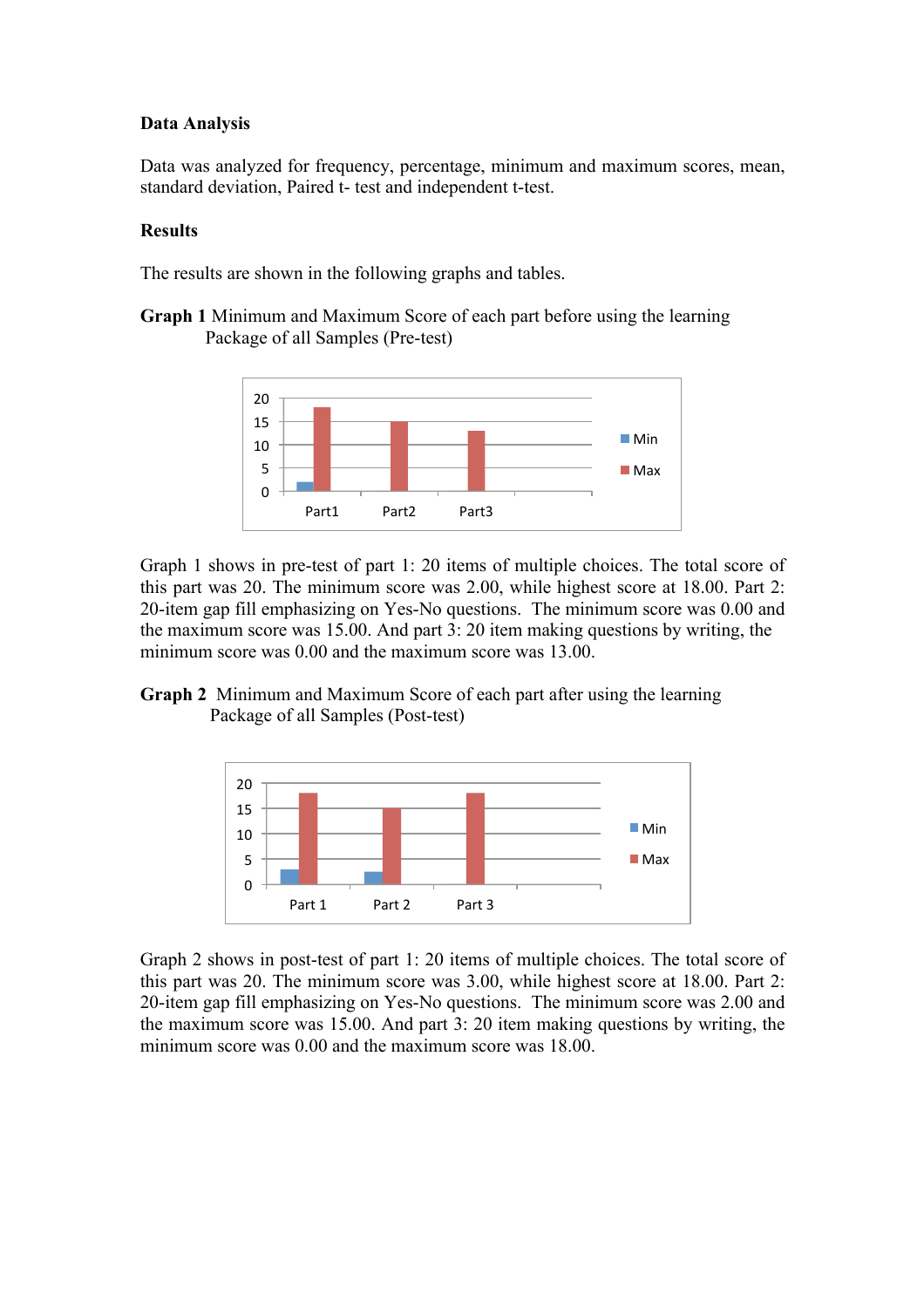**Data Analysis**

Data was analyzed for frequency, percentage, minimum and maximum scores, mean, standard deviation, Paired t- test and independent t-test.

**Results**

The results are shown in the following graphs and tables.

**Graph 1** Minimum and Maximum Score of each part before using the learning Package of all Samples (Pre-test)

Graph 1 shows in pre-test of part 1: 20 items of multiple choices. The total score of this part was 20. The minimum score was 2.00, while highest score at 18.00. Part 2: 20-item gap fill emphasizing on Yes-No questions. The minimum score was 0.00 and the maximum score was 15.00. And part 3: 20 item making questions by writing, the minimum score was 0.00 and the maximum score was 13.00.

**Graph 2** Minimum and Maximum Score of each part after using the learning Package of all Samples (Post-test)

Graph 2 shows in post-test of part 1: 20 items of multiple choices. The total score of this part was 20. The minimum score was 3.00, while highest score at 18.00. Part 2: 20-item gap fill emphasizing on Yes-No questions. The minimum score was 2.00 and the maximum score was 15.00. And part 3: 20 item making questions by writing, the minimum score was 0.00 and the maximum score was 18.00.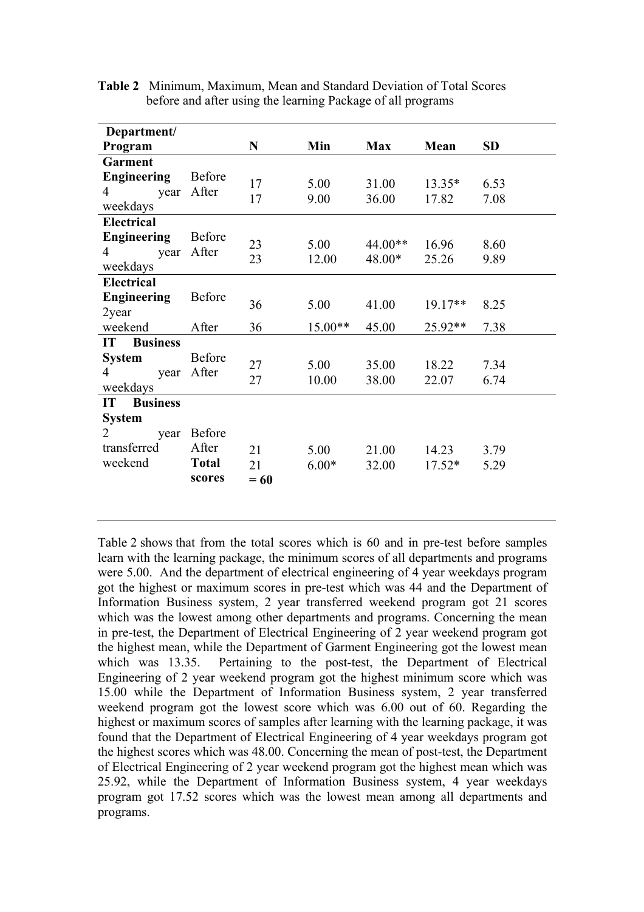**Table 2** Minimum, Maximum, Mean and Standard Deviation of Total Scores before and after using the learning Package of all programs

| Department/ Program | | N | Min | Max | Mean | SD |
|---|---|---|---|---|---|---|
| **Garment Engineering** 4 year weekdays | Before | 17 | 5.00 | 31.00 | 13.35* | 6.53 |
| | After | 17 | 9.00 | 36.00 | 17.82 | 7.08 |
| **Electrical Engineering** 4 year weekdays | Before | 23 | 5.00 | 44.00** | 16.96 | 8.60 |
| | After | 23 | 12.00 | 48.00* | 25.26 | 9.89 |
| **Electrical Engineering** 2year weekend | Before | 36 | 5.00 | 41.00 | 19.17** | 8.25 |
| | After | 36 | 15.00** | 45.00 | 25.92** | 7.38 |
| **IT Business System** 4 year weekdays | Before | 27 | 5.00 | 35.00 | 18.22 | 7.34 |
| | After | 27 | 10.00 | 38.00 | 22.07 | 6.74 |
| **IT Business System** 2 year transferred weekend | Before | 21 | 5.00 | 21.00 | 14.23 | 3.79 |
| | After | 21 | 6.00* | 32.00 | 17.52* | 5.29 |
| | **Total scores** | **= 60** | | | | |

Table 2 shows that from the total scores which is 60 and in pre-test before samples learn with the learning package, the minimum scores of all departments and programs were 5.00. And the department of electrical engineering of 4 year weekdays program got the highest or maximum scores in pre-test which was 44 and the Department of Information Business system, 2 year transferred weekend program got 21 scores which was the lowest among other departments and programs. Concerning the mean in pre-test, the Department of Electrical Engineering of 2 year weekend program got the highest mean, while the Department of Garment Engineering got the lowest mean which was 13.35. Pertaining to the post-test, the Department of Electrical Engineering of 2 year weekend program got the highest minimum score which was 15.00 while the Department of Information Business system, 2 year transferred weekend program got the lowest score which was 6.00 out of 60. Regarding the highest or maximum scores of samples after learning with the learning package, it was found that the Department of Electrical Engineering of 4 year weekdays program got the highest scores which was 48.00. Concerning the mean of post-test, the Department of Electrical Engineering of 2 year weekend program got the highest mean which was 25.92, while the Department of Information Business system, 4 year weekdays program got 17.52 scores which was the lowest mean among all departments and programs.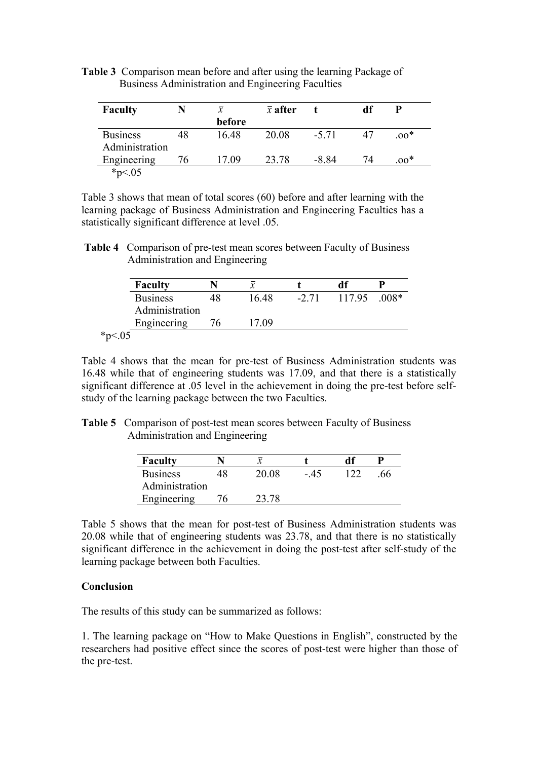**Table 3** Comparison mean before and after using the learning Package of Business Administration and Engineering Faculties

| Faculty | N | $\bar{x}$ before | $\bar{x}$ after | t | df | P |
|---|---|---|---|---|---|---|
| Business Administration | 48 | 16.48 | 20.08 | -5.71 | 47 | .oo* |
| Engineering | 76 | 17.09 | 23.78 | -8.84 | 74 | .oo* |

*p<.05

Table 3 shows that mean of total scores (60) before and after learning with the learning package of Business Administration and Engineering Faculties has a statistically significant difference at level .05.

**Table 4** Comparison of pre-test mean scores between Faculty of Business Administration and Engineering

| Faculty | N | $\bar{x}$ | t | df | P |
|---|---|---|---|---|---|
| Business Administration | 48 | 16.48 | -2.71 | 117.95 | .008* |
| Engineering | 76 | 17.09 | | | |

*p<.05

Table 4 shows that the mean for pre-test of Business Administration students was 16.48 while that of engineering students was 17.09, and that there is a statistically significant difference at .05 level in the achievement in doing the pre-test before self-study of the learning package between the two Faculties.

**Table 5** Comparison of post-test mean scores between Faculty of Business Administration and Engineering

| Faculty | N | $\bar{x}$ | t | df | P |
|---|---|---|---|---|---|
| Business Administration | 48 | 20.08 | -.45 | 122 | .66 |
| Engineering | 76 | 23.78 | | | |

Table 5 shows that the mean for post-test of Business Administration students was 20.08 while that of engineering students was 23.78, and that there is no statistically significant difference in the achievement in doing the post-test after self-study of the learning package between both Faculties.

**Conclusion**

The results of this study can be summarized as follows:

1. The learning package on "How to Make Questions in English", constructed by the researchers had positive effect since the scores of post-test were higher than those of the pre-test.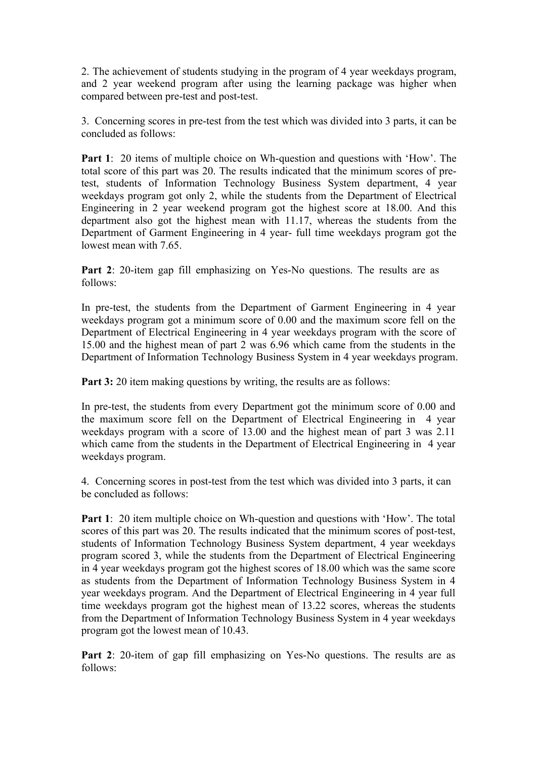2. The achievement of students studying in the program of 4 year weekdays program, and 2 year weekend program after using the learning package was higher when compared between pre-test and post-test.

3. Concerning scores in pre-test from the test which was divided into 3 parts, it can be concluded as follows:

**Part 1**: 20 items of multiple choice on Wh-question and questions with 'How'. The total score of this part was 20. The results indicated that the minimum scores of pre-test, students of Information Technology Business System department, 4 year weekdays program got only 2, while the students from the Department of Electrical Engineering in 2 year weekend program got the highest score at 18.00. And this department also got the highest mean with 11.17, whereas the students from the Department of Garment Engineering in 4 year- full time weekdays program got the lowest mean with 7.65.

**Part 2**: 20-item gap fill emphasizing on Yes-No questions. The results are as follows:

In pre-test, the students from the Department of Garment Engineering in 4 year weekdays program got a minimum score of 0.00 and the maximum score fell on the Department of Electrical Engineering in 4 year weekdays program with the score of 15.00 and the highest mean of part 2 was 6.96 which came from the students in the Department of Information Technology Business System in 4 year weekdays program.

**Part 3:** 20 item making questions by writing, the results are as follows:

In pre-test, the students from every Department got the minimum score of 0.00 and the maximum score fell on the Department of Electrical Engineering in 4 year weekdays program with a score of 13.00 and the highest mean of part 3 was 2.11 which came from the students in the Department of Electrical Engineering in 4 year weekdays program.

4. Concerning scores in post-test from the test which was divided into 3 parts, it can be concluded as follows:

**Part 1**: 20 item multiple choice on Wh-question and questions with 'How'. The total scores of this part was 20. The results indicated that the minimum scores of post-test, students of Information Technology Business System department, 4 year weekdays program scored 3, while the students from the Department of Electrical Engineering in 4 year weekdays program got the highest scores of 18.00 which was the same score as students from the Department of Information Technology Business System in 4 year weekdays program. And the Department of Electrical Engineering in 4 year full time weekdays program got the highest mean of 13.22 scores, whereas the students from the Department of Information Technology Business System in 4 year weekdays program got the lowest mean of 10.43.

**Part 2**: 20-item of gap fill emphasizing on Yes-No questions. The results are as follows: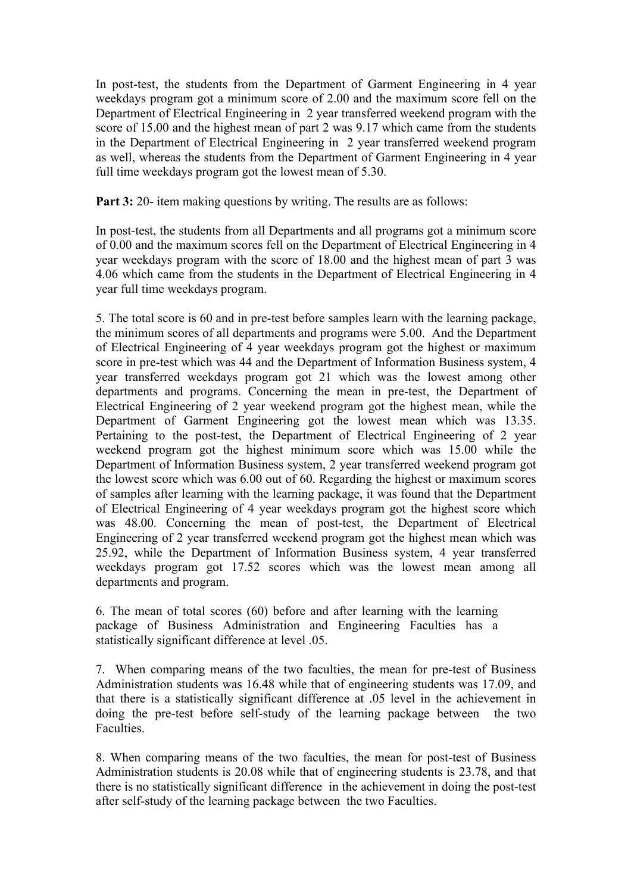In post-test, the students from the Department of Garment Engineering in 4 year weekdays program got a minimum score of 2.00 and the maximum score fell on the Department of Electrical Engineering in 2 year transferred weekend program with the score of 15.00 and the highest mean of part 2 was 9.17 which came from the students in the Department of Electrical Engineering in 2 year transferred weekend program as well, whereas the students from the Department of Garment Engineering in 4 year full time weekdays program got the lowest mean of 5.30.

**Part 3:** 20- item making questions by writing. The results are as follows:

In post-test, the students from all Departments and all programs got a minimum score of 0.00 and the maximum scores fell on the Department of Electrical Engineering in 4 year weekdays program with the score of 18.00 and the highest mean of part 3 was 4.06 which came from the students in the Department of Electrical Engineering in 4 year full time weekdays program.

5. The total score is 60 and in pre-test before samples learn with the learning package, the minimum scores of all departments and programs were 5.00. And the Department of Electrical Engineering of 4 year weekdays program got the highest or maximum score in pre-test which was 44 and the Department of Information Business system, 4 year transferred weekdays program got 21 which was the lowest among other departments and programs. Concerning the mean in pre-test, the Department of Electrical Engineering of 2 year weekend program got the highest mean, while the Department of Garment Engineering got the lowest mean which was 13.35. Pertaining to the post-test, the Department of Electrical Engineering of 2 year weekend program got the highest minimum score which was 15.00 while the Department of Information Business system, 2 year transferred weekend program got the lowest score which was 6.00 out of 60. Regarding the highest or maximum scores of samples after learning with the learning package, it was found that the Department of Electrical Engineering of 4 year weekdays program got the highest score which was 48.00. Concerning the mean of post-test, the Department of Electrical Engineering of 2 year transferred weekend program got the highest mean which was 25.92, while the Department of Information Business system, 4 year transferred weekdays program got 17.52 scores which was the lowest mean among all departments and program.

6. The mean of total scores (60) before and after learning with the learning package of Business Administration and Engineering Faculties has a statistically significant difference at level .05.

7. When comparing means of the two faculties, the mean for pre-test of Business Administration students was 16.48 while that of engineering students was 17.09, and that there is a statistically significant difference at .05 level in the achievement in doing the pre-test before self-study of the learning package between the two Faculties.

8. When comparing means of the two faculties, the mean for post-test of Business Administration students is 20.08 while that of engineering students is 23.78, and that there is no statistically significant difference in the achievement in doing the post-test after self-study of the learning package between the two Faculties.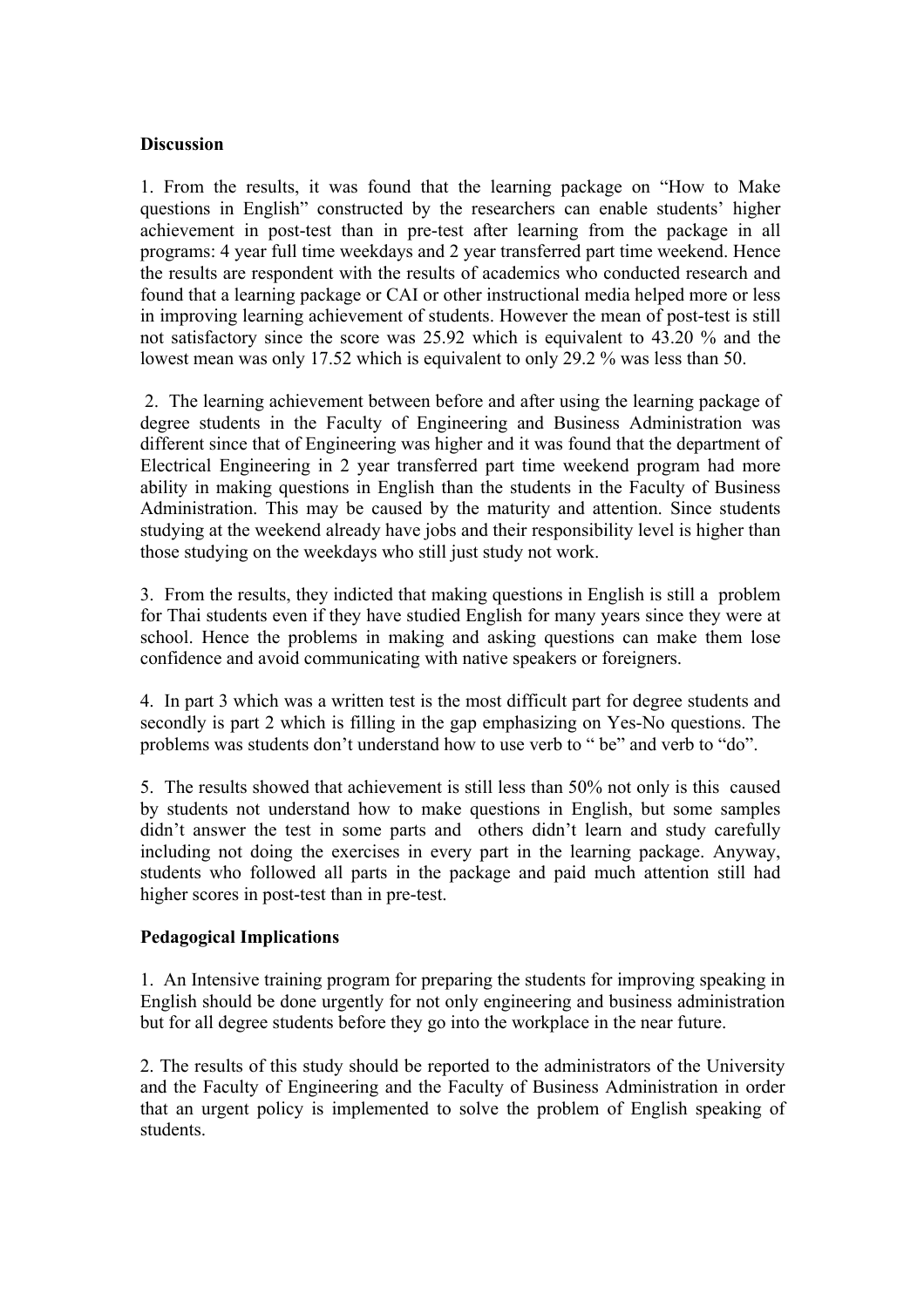**Discussion**

1. From the results, it was found that the learning package on "How to Make questions in English" constructed by the researchers can enable students' higher achievement in post-test than in pre-test after learning from the package in all programs: 4 year full time weekdays and 2 year transferred part time weekend. Hence the results are respondent with the results of academics who conducted research and found that a learning package or CAI or other instructional media helped more or less in improving learning achievement of students. However the mean of post-test is still not satisfactory since the score was 25.92 which is equivalent to 43.20 % and the lowest mean was only 17.52 which is equivalent to only 29.2 % was less than 50.

2. The learning achievement between before and after using the learning package of degree students in the Faculty of Engineering and Business Administration was different since that of Engineering was higher and it was found that the department of Electrical Engineering in 2 year transferred part time weekend program had more ability in making questions in English than the students in the Faculty of Business Administration. This may be caused by the maturity and attention. Since students studying at the weekend already have jobs and their responsibility level is higher than those studying on the weekdays who still just study not work.

3. From the results, they indicted that making questions in English is still a problem for Thai students even if they have studied English for many years since they were at school. Hence the problems in making and asking questions can make them lose confidence and avoid communicating with native speakers or foreigners.

4. In part 3 which was a written test is the most difficult part for degree students and secondly is part 2 which is filling in the gap emphasizing on Yes-No questions. The problems was students don't understand how to use verb to " be" and verb to "do".

5. The results showed that achievement is still less than 50% not only is this caused by students not understand how to make questions in English, but some samples didn't answer the test in some parts and others didn't learn and study carefully including not doing the exercises in every part in the learning package. Anyway, students who followed all parts in the package and paid much attention still had higher scores in post-test than in pre-test.

**Pedagogical Implications**

1. An Intensive training program for preparing the students for improving speaking in English should be done urgently for not only engineering and business administration but for all degree students before they go into the workplace in the near future.

2. The results of this study should be reported to the administrators of the University and the Faculty of Engineering and the Faculty of Business Administration in order that an urgent policy is implemented to solve the problem of English speaking of students.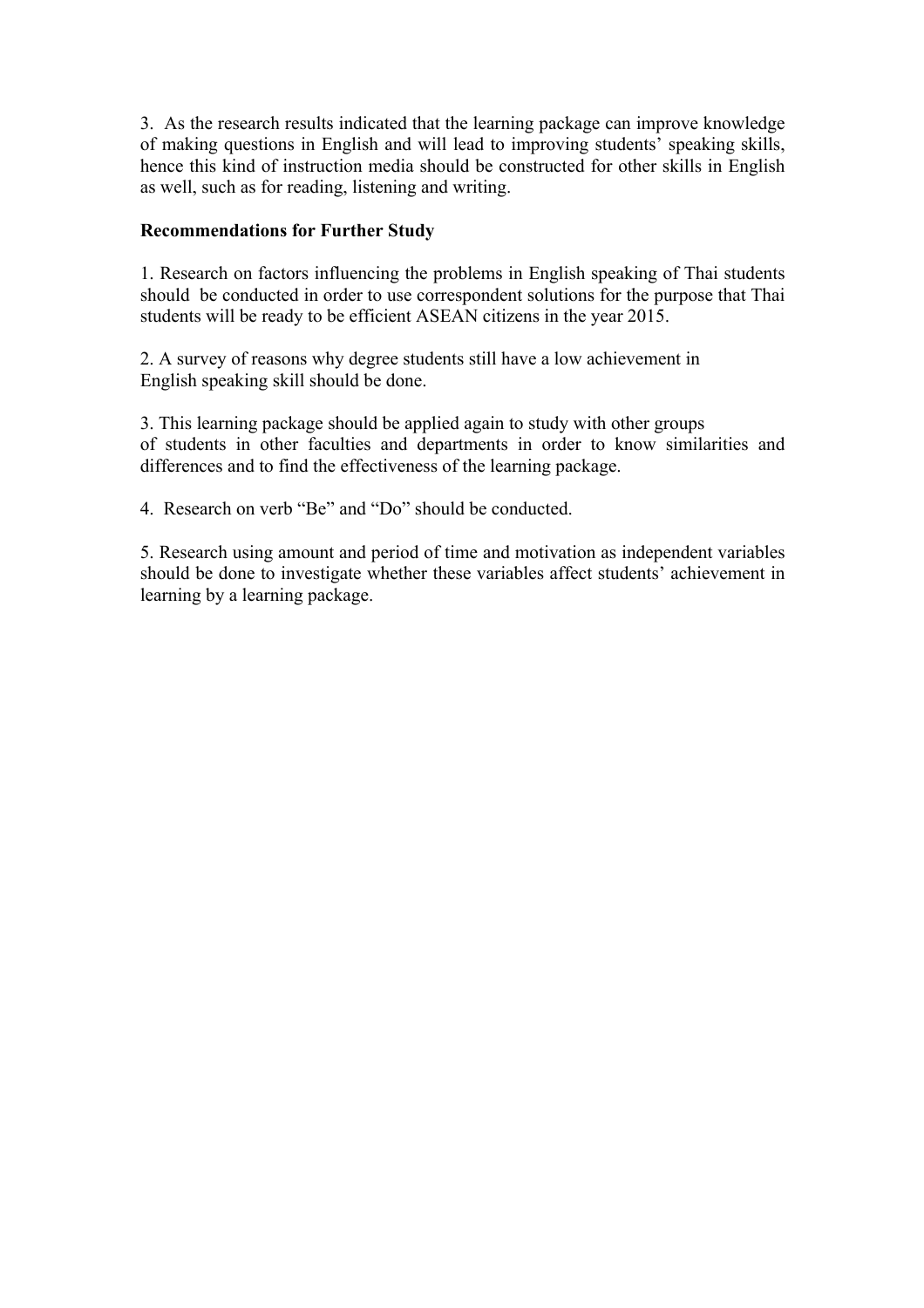3. As the research results indicated that the learning package can improve knowledge of making questions in English and will lead to improving students' speaking skills, hence this kind of instruction media should be constructed for other skills in English as well, such as for reading, listening and writing.

**Recommendations for Further Study**

1. Research on factors influencing the problems in English speaking of Thai students should be conducted in order to use correspondent solutions for the purpose that Thai students will be ready to be efficient ASEAN citizens in the year 2015.

2. A survey of reasons why degree students still have a low achievement in English speaking skill should be done.

3. This learning package should be applied again to study with other groups of students in other faculties and departments in order to know similarities and differences and to find the effectiveness of the learning package.

4. Research on verb "Be" and "Do" should be conducted.

5. Research using amount and period of time and motivation as independent variables should be done to investigate whether these variables affect students' achievement in learning by a learning package.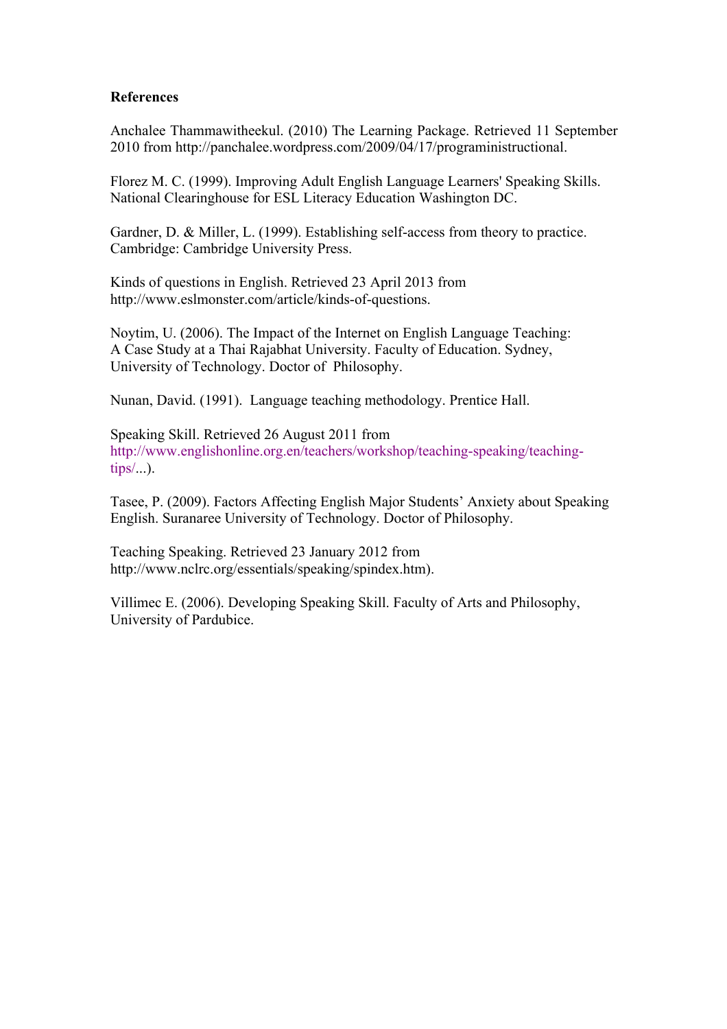**References**

Anchalee Thammawitheekul. (2010) The Learning Package. Retrieved 11 September 2010 from http://panchalee.wordpress.com/2009/04/17/prograministructional.

Florez M. C. (1999). Improving Adult English Language Learners' Speaking Skills. National Clearinghouse for ESL Literacy Education Washington DC.

Gardner, D. & Miller, L. (1999). Establishing self-access from theory to practice. Cambridge: Cambridge University Press.

Kinds of questions in English. Retrieved 23 April 2013 from http://www.eslmonster.com/article/kinds-of-questions.

Noytim, U. (2006). The Impact of the Internet on English Language Teaching: A Case Study at a Thai Rajabhat University. Faculty of Education. Sydney, University of Technology. Doctor of Philosophy.

Nunan, David. (1991). Language teaching methodology. Prentice Hall.

Speaking Skill. Retrieved 26 August 2011 from http://www.englishonline.org.en/teachers/workshop/teaching-speaking/teaching-tips/...).

Tasee, P. (2009). Factors Affecting English Major Students' Anxiety about Speaking English. Suranaree University of Technology. Doctor of Philosophy.

Teaching Speaking. Retrieved 23 January 2012 from http://www.nclrc.org/essentials/speaking/spindex.htm).

Villimec E. (2006). Developing Speaking Skill. Faculty of Arts and Philosophy, University of Pardubice.